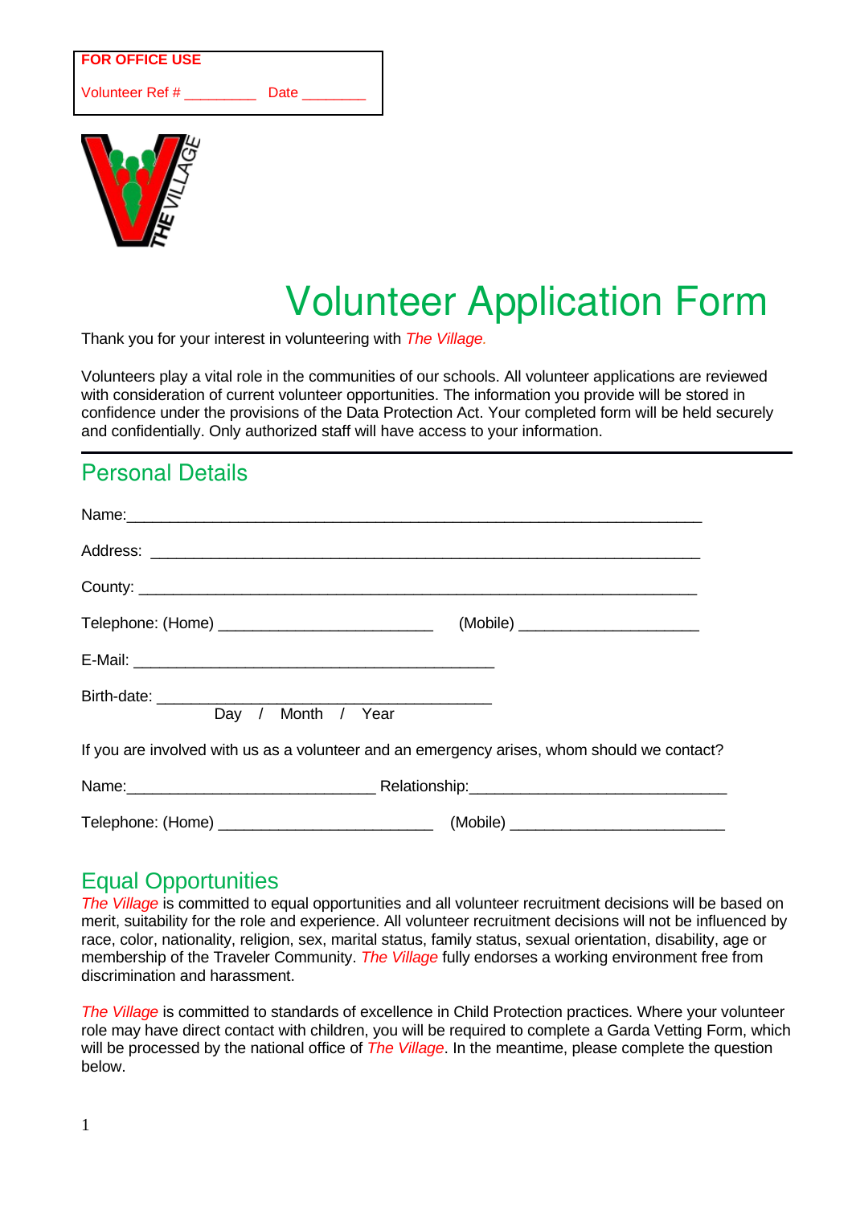**FOR OFFICE USE**

Volunteer Ref # _________ Date ________

# Volunteer Application Form

Thank you for your interest in volunteering with *The Village.*

Volunteers play a vital role in the communities of our schools. All volunteer applications are reviewed with consideration of current volunteer opportunities. The information you provide will be stored in confidence under the provisions of the Data Protection Act. Your completed form will be held securely and confidentially. Only authorized staff will have access to your information.

## Personal Details

Name:_______________________________________________________________

Address: ____________________________________________________________

County: _____________________________________________________________

Telephone: (Home) ________________________ (Mobile) ____________________

E-Mail: ________________________________________

Birth-date: _____________________________________
Day / Month / Year

If you are involved with us as a volunteer and an emergency arises, whom should we contact?

Name:____________________________ Relationship:_____________________________

Telephone: (Home) ________________________ (Mobile) ________________________

## Equal Opportunities

*The Village* is committed to equal opportunities and all volunteer recruitment decisions will be based on merit, suitability for the role and experience. All volunteer recruitment decisions will not be influenced by race, color, nationality, religion, sex, marital status, family status, sexual orientation, disability, age or membership of the Traveler Community. *The Village* fully endorses a working environment free from discrimination and harassment.

*The Village* is committed to standards of excellence in Child Protection practices. Where your volunteer role may have direct contact with children, you will be required to complete a Garda Vetting Form, which will be processed by the national office of *The Village*. In the meantime, please complete the question below.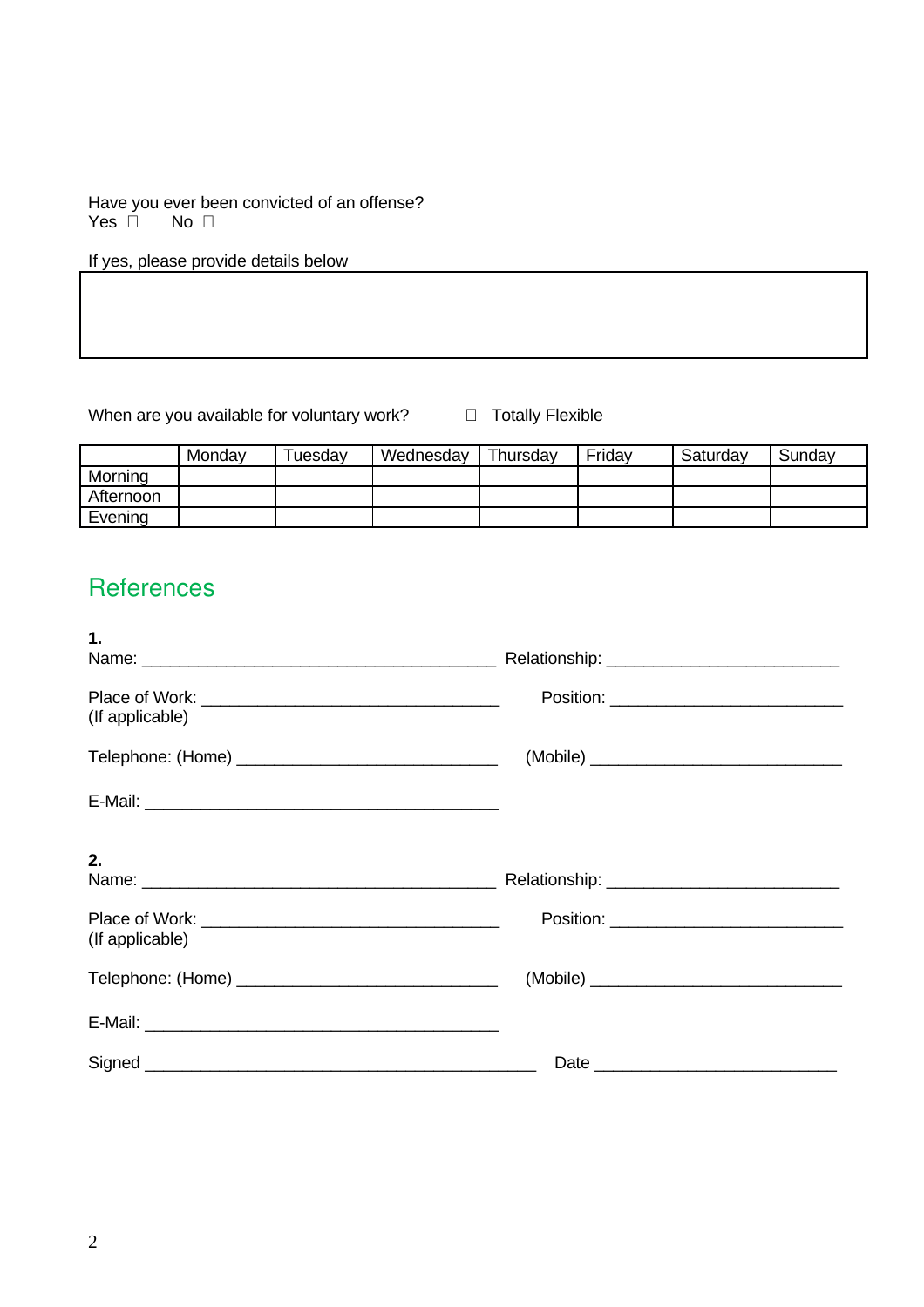Have you ever been convicted of an offense?
Yes ☐ No ☐

If yes, please provide details below

| |
|---|
| |

When are you available for voluntary work? ☐ Totally Flexible

| | Monday | Tuesday | Wednesday | Thursday | Friday | Saturday | Sunday |
|---|---|---|---|---|---|---|---|
| Morning | | | | | | | |
| Afternoon | | | | | | | |
| Evening | | | | | | | |

## References

**1.**
Name: ______________________________________ Relationship: _________________________

Place of Work: _______________________________ Position: _________________________
(If applicable)

Telephone: (Home) ____________________________ (Mobile) ___________________________

E-Mail: ______________________________________

**2.**
Name: ______________________________________ Relationship: _________________________

Place of Work: _______________________________ Position: _________________________
(If applicable)

Telephone: (Home) ____________________________ (Mobile) ___________________________

E-Mail: ______________________________________

Signed __________________________________________ Date __________________________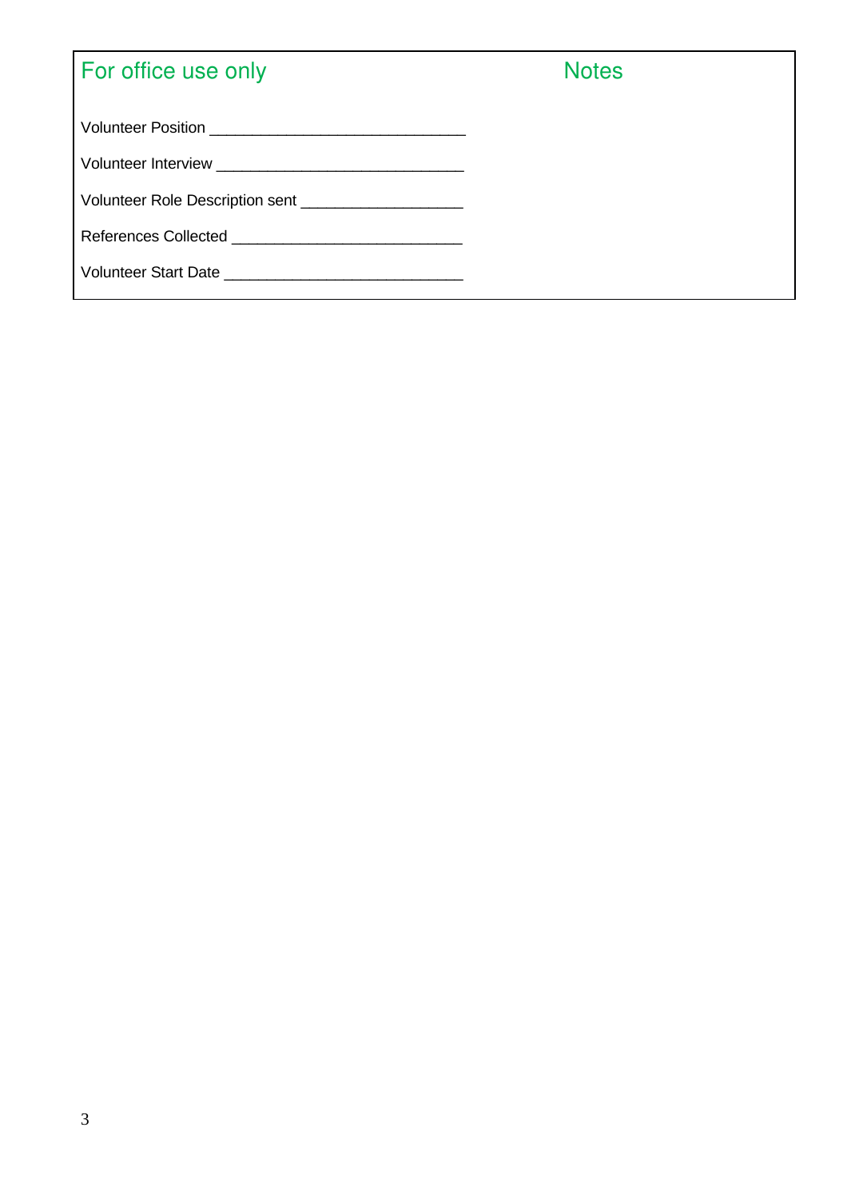## For office use only

## Notes

Volunteer Position ______________________________

Volunteer Interview _____________________________

Volunteer Role Description sent ___________________

References Collected ___________________________

Volunteer Start Date ____________________________